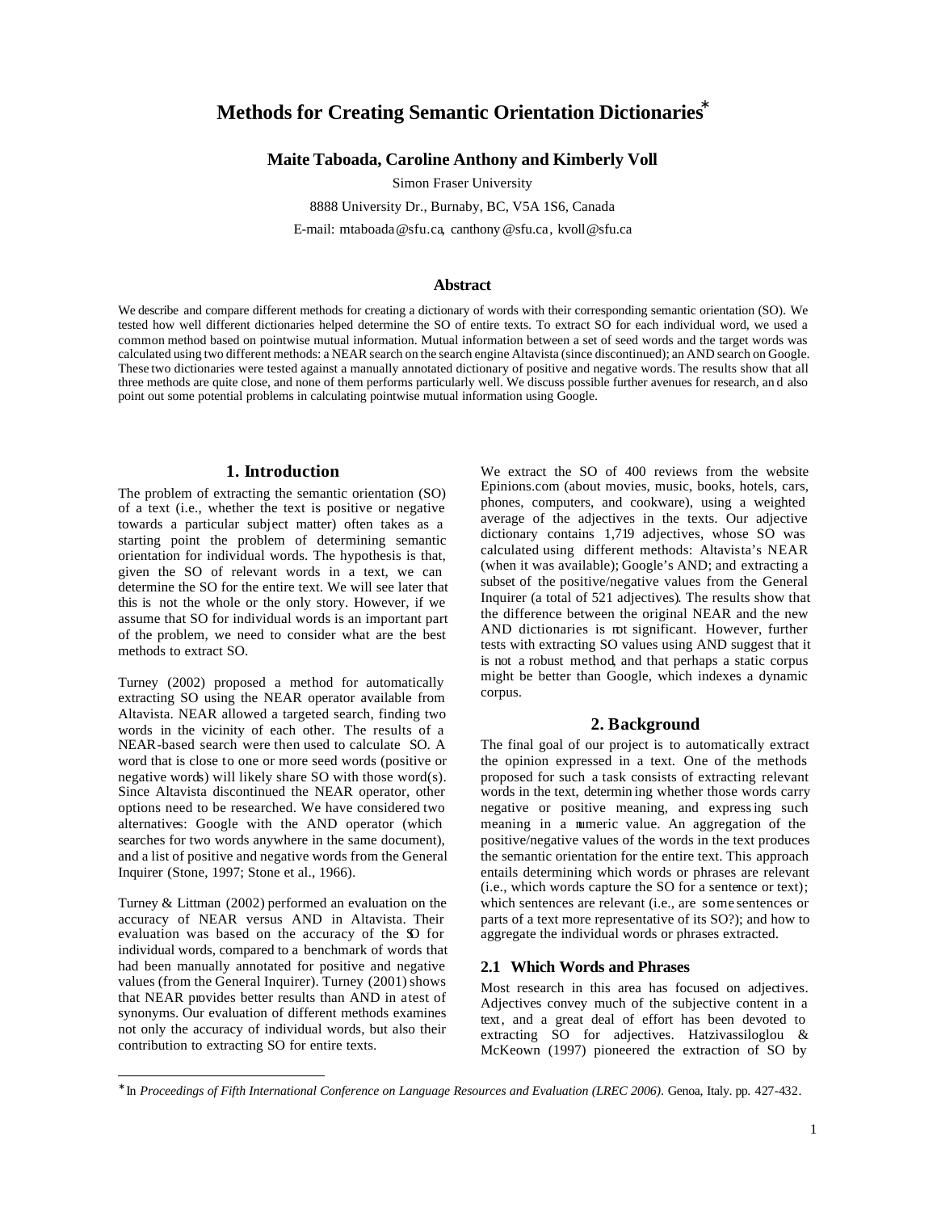# Methods for Creating Semantic Orientation Dictionaries*

**Maite Taboada, Caroline Anthony and Kimberly Voll**

Simon Fraser University

8888 University Dr., Burnaby, BC, V5A 1S6, Canada

E-mail: mtaboada@sfu.ca, canthony@sfu.ca, kvoll@sfu.ca

## Abstract

We describe and compare different methods for creating a dictionary of words with their corresponding semantic orientation (SO). We tested how well different dictionaries helped determine the SO of entire texts. To extract SO for each individual word, we used a common method based on pointwise mutual information. Mutual information between a set of seed words and the target words was calculated using two different methods: a NEAR search on the search engine Altavista (since discontinued); an AND search on Google. These two dictionaries were tested against a manually annotated dictionary of positive and negative words. The results show that all three methods are quite close, and none of them performs particularly well. We discuss possible further avenues for research, and also point out some potential problems in calculating pointwise mutual information using Google.

## 1. Introduction

The problem of extracting the semantic orientation (SO) of a text (i.e., whether the text is positive or negative towards a particular subject matter) often takes as a starting point the problem of determining semantic orientation for individual words. The hypothesis is that, given the SO of relevant words in a text, we can determine the SO for the entire text. We will see later that this is not the whole or the only story. However, if we assume that SO for individual words is an important part of the problem, we need to consider what are the best methods to extract SO.

Turney (2002) proposed a method for automatically extracting SO using the NEAR operator available from Altavista. NEAR allowed a targeted search, finding two words in the vicinity of each other. The results of a NEAR-based search were then used to calculate SO. A word that is close to one or more seed words (positive or negative words) will likely share SO with those word(s). Since Altavista discontinued the NEAR operator, other options need to be researched. We have considered two alternatives: Google with the AND operator (which searches for two words anywhere in the same document), and a list of positive and negative words from the General Inquirer (Stone, 1997; Stone et al., 1966).

Turney & Littman (2002) performed an evaluation on the accuracy of NEAR versus AND in Altavista. Their evaluation was based on the accuracy of the SO for individual words, compared to a benchmark of words that had been manually annotated for positive and negative values (from the General Inquirer). Turney (2001) shows that NEAR provides better results than AND in a test of synonyms. Our evaluation of different methods examines not only the accuracy of individual words, but also their contribution to extracting SO for entire texts.

We extract the SO of 400 reviews from the website Epinions.com (about movies, music, books, hotels, cars, phones, computers, and cookware), using a weighted average of the adjectives in the texts. Our adjective dictionary contains 1,719 adjectives, whose SO was calculated using different methods: Altavista's NEAR (when it was available); Google's AND; and extracting a subset of the positive/negative values from the General Inquirer (a total of 521 adjectives). The results show that the difference between the original NEAR and the new AND dictionaries is not significant. However, further tests with extracting SO values using AND suggest that it is not a robust method, and that perhaps a static corpus might be better than Google, which indexes a dynamic corpus.

## 2. Background

The final goal of our project is to automatically extract the opinion expressed in a text. One of the methods proposed for such a task consists of extracting relevant words in the text, determining whether those words carry negative or positive meaning, and expressing such meaning in a numeric value. An aggregation of the positive/negative values of the words in the text produces the semantic orientation for the entire text. This approach entails determining which words or phrases are relevant (i.e., which words capture the SO for a sentence or text); which sentences are relevant (i.e., are some sentences or parts of a text more representative of its SO?); and how to aggregate the individual words or phrases extracted.

### 2.1 Which Words and Phrases

Most research in this area has focused on adjectives. Adjectives convey much of the subjective content in a text, and a great deal of effort has been devoted to extracting SO for adjectives. Hatzivassiloglou & McKeown (1997) pioneered the extraction of SO by

---

* In *Proceedings of Fifth International Conference on Language Resources and Evaluation (LREC 2006)*. Genoa, Italy. pp. 427-432.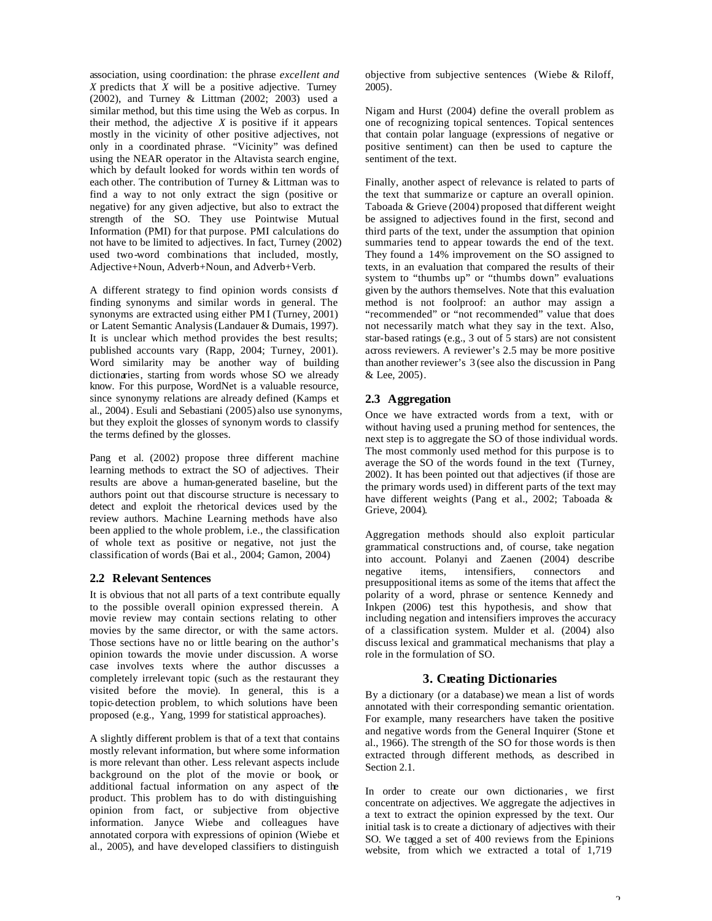association, using coordination: the phrase *excellent and X* predicts that *X* will be a positive adjective. Turney (2002), and Turney & Littman (2002; 2003) used a similar method, but this time using the Web as corpus. In their method, the adjective *X* is positive if it appears mostly in the vicinity of other positive adjectives, not only in a coordinated phrase. "Vicinity" was defined using the NEAR operator in the Altavista search engine, which by default looked for words within ten words of each other. The contribution of Turney & Littman was to find a way to not only extract the sign (positive or negative) for any given adjective, but also to extract the strength of the SO. They use Pointwise Mutual Information (PMI) for that purpose. PMI calculations do not have to be limited to adjectives. In fact, Turney (2002) used two-word combinations that included, mostly, Adjective+Noun, Adverb+Noun, and Adverb+Verb.

A different strategy to find opinion words consists of finding synonyms and similar words in general. The synonyms are extracted using either PMI (Turney, 2001) or Latent Semantic Analysis (Landauer & Dumais, 1997). It is unclear which method provides the best results; published accounts vary (Rapp, 2004; Turney, 2001). Word similarity may be another way of building dictionaries, starting from words whose SO we already know. For this purpose, WordNet is a valuable resource, since synonymy relations are already defined (Kamps et al., 2004). Esuli and Sebastiani (2005) also use synonyms, but they exploit the glosses of synonym words to classify the terms defined by the glosses.

Pang et al. (2002) propose three different machine learning methods to extract the SO of adjectives. Their results are above a human-generated baseline, but the authors point out that discourse structure is necessary to detect and exploit the rhetorical devices used by the review authors. Machine Learning methods have also been applied to the whole problem, i.e., the classification of whole text as positive or negative, not just the classification of words (Bai et al., 2004; Gamon, 2004)

## 2.2 Relevant Sentences

It is obvious that not all parts of a text contribute equally to the possible overall opinion expressed therein. A movie review may contain sections relating to other movies by the same director, or with the same actors. Those sections have no or little bearing on the author's opinion towards the movie under discussion. A worse case involves texts where the author discusses a completely irrelevant topic (such as the restaurant they visited before the movie). In general, this is a topic-detection problem, to which solutions have been proposed (e.g., Yang, 1999 for statistical approaches).

A slightly different problem is that of a text that contains mostly relevant information, but where some information is more relevant than other. Less relevant aspects include background on the plot of the movie or book, or additional factual information on any aspect of the product. This problem has to do with distinguishing opinion from fact, or subjective from objective information. Janyce Wiebe and colleagues have annotated corpora with expressions of opinion (Wiebe et al., 2005), and have developed classifiers to distinguish objective from subjective sentences (Wiebe & Riloff, 2005).

Nigam and Hurst (2004) define the overall problem as one of recognizing topical sentences. Topical sentences that contain polar language (expressions of negative or positive sentiment) can then be used to capture the sentiment of the text.

Finally, another aspect of relevance is related to parts of the text that summarize or capture an overall opinion. Taboada & Grieve (2004) proposed that different weight be assigned to adjectives found in the first, second and third parts of the text, under the assumption that opinion summaries tend to appear towards the end of the text. They found a 14% improvement on the SO assigned to texts, in an evaluation that compared the results of their system to "thumbs up" or "thumbs down" evaluations given by the authors themselves. Note that this evaluation method is not foolproof: an author may assign a "recommended" or "not recommended" value that does not necessarily match what they say in the text. Also, star-based ratings (e.g., 3 out of 5 stars) are not consistent across reviewers. A reviewer's 2.5 may be more positive than another reviewer's 3 (see also the discussion in Pang & Lee, 2005).

## 2.3 Aggregation

Once we have extracted words from a text, with or without having used a pruning method for sentences, the next step is to aggregate the SO of those individual words. The most commonly used method for this purpose is to average the SO of the words found in the text (Turney, 2002). It has been pointed out that adjectives (if those are the primary words used) in different parts of the text may have different weights (Pang et al., 2002; Taboada & Grieve, 2004).

Aggregation methods should also exploit particular grammatical constructions and, of course, take negation into account. Polanyi and Zaenen (2004) describe negative items, intensifiers, connectors and presuppositional items as some of the items that affect the polarity of a word, phrase or sentence. Kennedy and Inkpen (2006) test this hypothesis, and show that including negation and intensifiers improves the accuracy of a classification system. Mulder et al. (2004) also discuss lexical and grammatical mechanisms that play a role in the formulation of SO.

# 3. Creating Dictionaries

By a dictionary (or a database) we mean a list of words annotated with their corresponding semantic orientation. For example, many researchers have taken the positive and negative words from the General Inquirer (Stone et al., 1966). The strength of the SO for those words is then extracted through different methods, as described in Section 2.1.

In order to create our own dictionaries, we first concentrate on adjectives. We aggregate the adjectives in a text to extract the opinion expressed by the text. Our initial task is to create a dictionary of adjectives with their SO. We tagged a set of 400 reviews from the Epinions website, from which we extracted a total of 1,719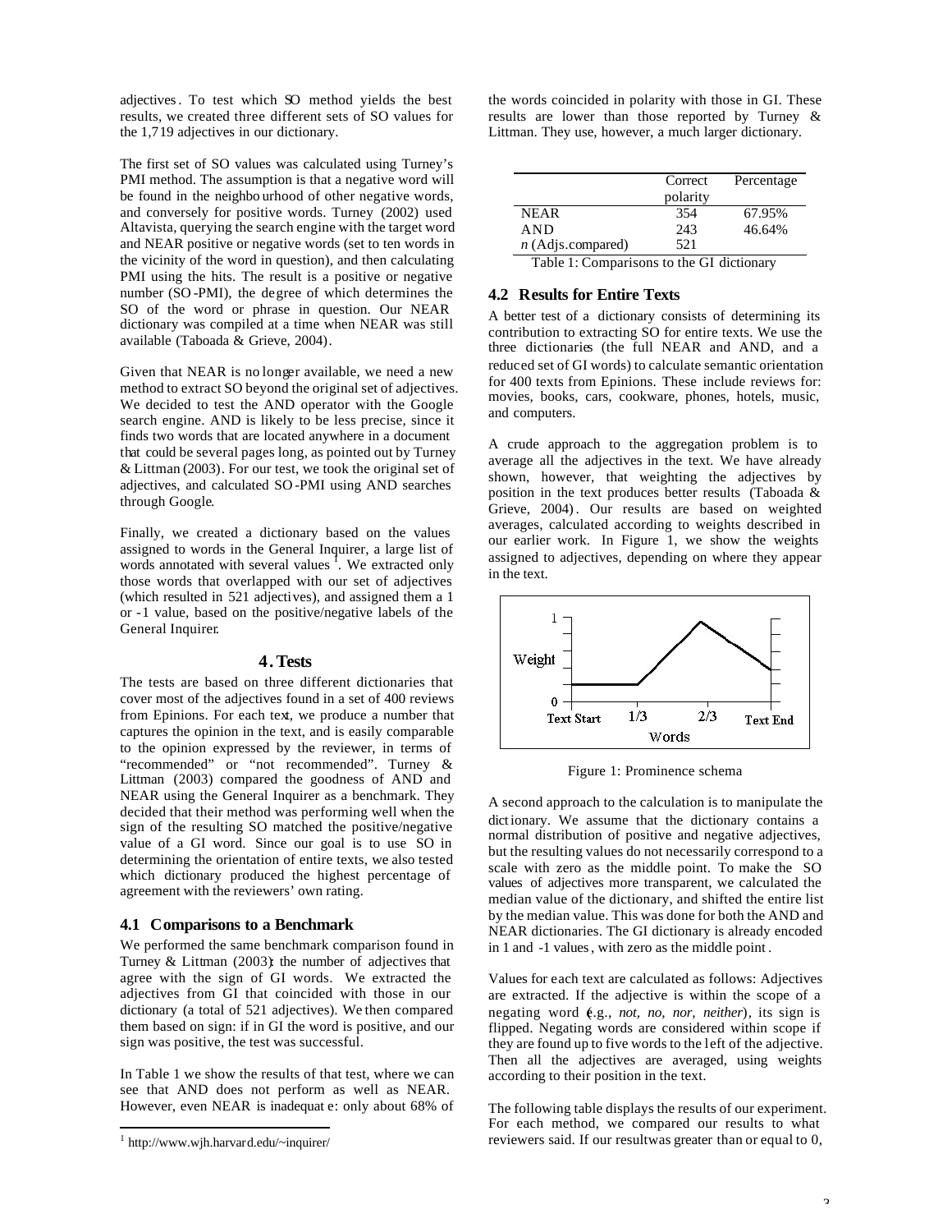adjectives. To test which SO method yields the best results, we created three different sets of SO values for the 1,719 adjectives in our dictionary.

The first set of SO values was calculated using Turney's PMI method. The assumption is that a negative word will be found in the neighbourhood of other negative words, and conversely for positive words. Turney (2002) used Altavista, querying the search engine with the target word and NEAR positive or negative words (set to ten words in the vicinity of the word in question), and then calculating PMI using the hits. The result is a positive or negative number (SO-PMI), the degree of which determines the SO of the word or phrase in question. Our NEAR dictionary was compiled at a time when NEAR was still available (Taboada & Grieve, 2004).

Given that NEAR is no longer available, we need a new method to extract SO beyond the original set of adjectives. We decided to test the AND operator with the Google search engine. AND is likely to be less precise, since it finds two words that are located anywhere in a document that could be several pages long, as pointed out by Turney & Littman (2003). For our test, we took the original set of adjectives, and calculated SO-PMI using AND searches through Google.

Finally, we created a dictionary based on the values assigned to words in the General Inquirer, a large list of words annotated with several values [1]. We extracted only those words that overlapped with our set of adjectives (which resulted in 521 adjectives), and assigned them a 1 or -1 value, based on the positive/negative labels of the General Inquirer.

## 4. Tests

The tests are based on three different dictionaries that cover most of the adjectives found in a set of 400 reviews from Epinions. For each text, we produce a number that captures the opinion in the text, and is easily comparable to the opinion expressed by the reviewer, in terms of "recommended" or "not recommended". Turney & Littman (2003) compared the goodness of AND and NEAR using the General Inquirer as a benchmark. They decided that their method was performing well when the sign of the resulting SO matched the positive/negative value of a GI word. Since our goal is to use SO in determining the orientation of entire texts, we also tested which dictionary produced the highest percentage of agreement with the reviewers' own rating.

### 4.1 Comparisons to a Benchmark

We performed the same benchmark comparison found in Turney & Littman (2003): the number of adjectives that agree with the sign of GI words. We extracted the adjectives from GI that coincided with those in our dictionary (a total of 521 adjectives). We then compared them based on sign: if in GI the word is positive, and our sign was positive, the test was successful.

In Table 1 we show the results of that test, where we can see that AND does not perform as well as NEAR. However, even NEAR is inadequate: only about 68% of the words coincided in polarity with those in GI. These results are lower than those reported by Turney & Littman. They use, however, a much larger dictionary.

| | Correct polarity | Percentage |
|---|---|---|
| NEAR | 354 | 67.95% |
| AND | 243 | 46.64% |
| *n* (Adjs.compared) | 521 | |

Table 1: Comparisons to the GI dictionary

### 4.2 Results for Entire Texts

A better test of a dictionary consists of determining its contribution to extracting SO for entire texts. We use the three dictionaries (the full NEAR and AND, and a reduced set of GI words) to calculate semantic orientation for 400 texts from Epinions. These include reviews for: movies, books, cars, cookware, phones, hotels, music, and computers.

A crude approach to the aggregation problem is to average all the adjectives in the text. We have already shown, however, that weighting the adjectives by position in the text produces better results (Taboada & Grieve, 2004). Our results are based on weighted averages, calculated according to weights described in our earlier work. In Figure 1, we show the weights assigned to adjectives, depending on where they appear in the text.

Figure 1: Prominence schema

A second approach to the calculation is to manipulate the dictionary. We assume that the dictionary contains a normal distribution of positive and negative adjectives, but the resulting values do not necessarily correspond to a scale with zero as the middle point. To make the SO values of adjectives more transparent, we calculated the median value of the dictionary, and shifted the entire list by the median value. This was done for both the AND and NEAR dictionaries. The GI dictionary is already encoded in 1 and -1 values, with zero as the middle point.

Values for each text are calculated as follows: Adjectives are extracted. If the adjective is within the scope of a negating word (e.g., *not, no, nor, neither*), its sign is flipped. Negating words are considered within scope if they are found up to five words to the left of the adjective. Then all the adjectives are averaged, using weights according to their position in the text.

The following table displays the results of our experiment. For each method, we compared our results to what reviewers said. If our result was greater than or equal to 0,

---

[1] http://www.wjh.harvard.edu/~inquirer/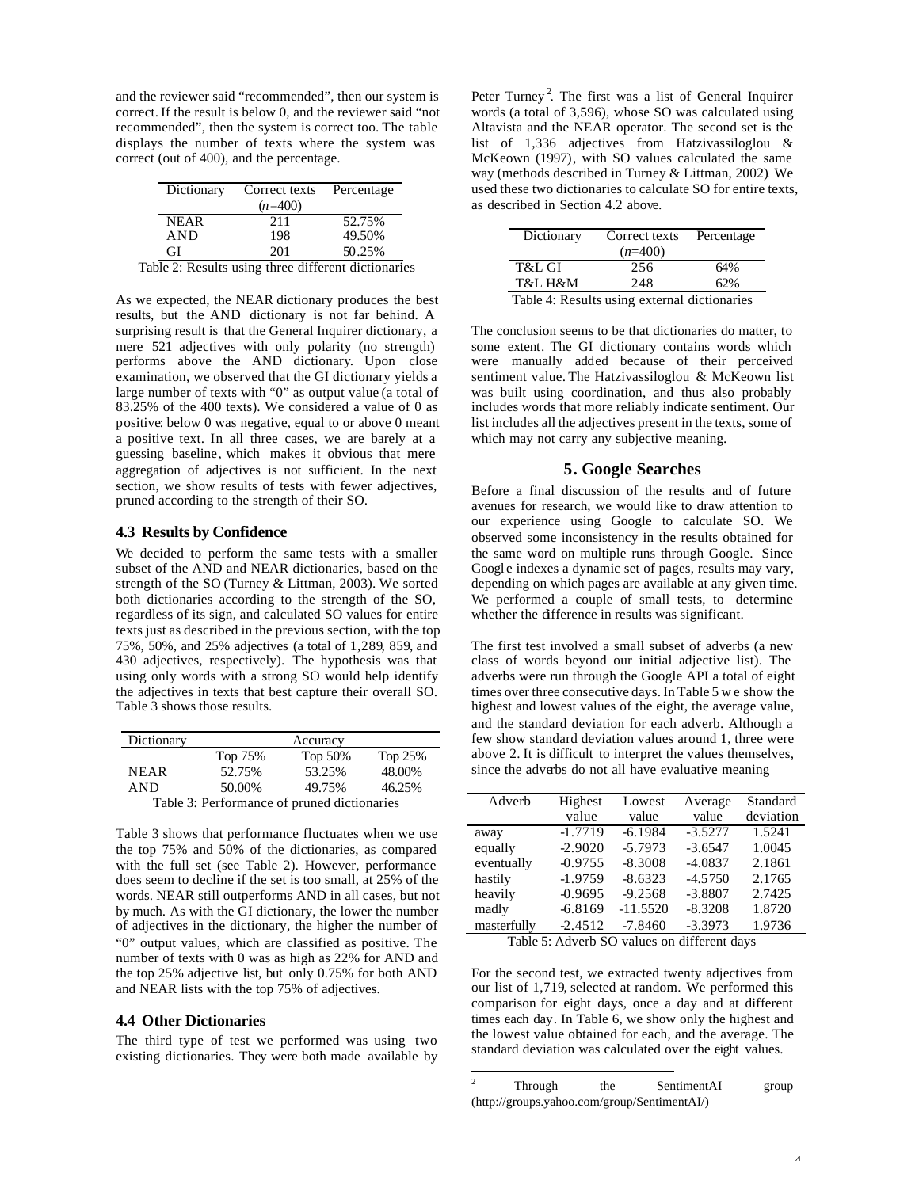and the reviewer said "recommended", then our system is correct. If the result is below 0, and the reviewer said "not recommended", then the system is correct too. The table displays the number of texts where the system was correct (out of 400), and the percentage.

| Dictionary | Correct texts (*n*=400) | Percentage |
|---|---|---|
| NEAR | 211 | 52.75% |
| AND | 198 | 49.50% |
| GI | 201 | 50.25% |

Table 2: Results using three different dictionaries

As we expected, the NEAR dictionary produces the best results, but the AND dictionary is not far behind. A surprising result is that the General Inquirer dictionary, a mere 521 adjectives with only polarity (no strength) performs above the AND dictionary. Upon close examination, we observed that the GI dictionary yields a large number of texts with "0" as output value (a total of 83.25% of the 400 texts). We considered a value of 0 as positive: below 0 was negative, equal to or above 0 meant a positive text. In all three cases, we are barely at a guessing baseline, which makes it obvious that mere aggregation of adjectives is not sufficient. In the next section, we show results of tests with fewer adjectives, pruned according to the strength of their SO.

### 4.3 Results by Confidence

We decided to perform the same tests with a smaller subset of the AND and NEAR dictionaries, based on the strength of the SO (Turney & Littman, 2003). We sorted both dictionaries according to the strength of the SO, regardless of its sign, and calculated SO values for entire texts just as described in the previous section, with the top 75%, 50%, and 25% adjectives (a total of 1,289, 859, and 430 adjectives, respectively). The hypothesis was that using only words with a strong SO would help identify the adjectives in texts that best capture their overall SO. Table 3 shows those results.

| Dictionary | Accuracy | | |
|---|---|---|---|
| | Top 75% | Top 50% | Top 25% |
| NEAR | 52.75% | 53.25% | 48.00% |
| AND | 50.00% | 49.75% | 46.25% |

Table 3: Performance of pruned dictionaries

Table 3 shows that performance fluctuates when we use the top 75% and 50% of the dictionaries, as compared with the full set (see Table 2). However, performance does seem to decline if the set is too small, at 25% of the words. NEAR still outperforms AND in all cases, but not by much. As with the GI dictionary, the lower the number of adjectives in the dictionary, the higher the number of "0" output values, which are classified as positive. The number of texts with 0 was as high as 22% for AND and the top 25% adjective list, but only 0.75% for both AND and NEAR lists with the top 75% of adjectives.

### 4.4 Other Dictionaries

The third type of test we performed was using two existing dictionaries. They were both made available by Peter Turney[2]. The first was a list of General Inquirer words (a total of 3,596), whose SO was calculated using Altavista and the NEAR operator. The second set is the list of 1,336 adjectives from Hatzivassiloglou & McKeown (1997), with SO values calculated the same way (methods described in Turney & Littman, 2002). We used these two dictionaries to calculate SO for entire texts, as described in Section 4.2 above.

| Dictionary | Correct texts (*n*=400) | Percentage |
|---|---|---|
| T&L GI | 256 | 64% |
| T&L H&M | 248 | 62% |

Table 4: Results using external dictionaries

The conclusion seems to be that dictionaries do matter, to some extent. The GI dictionary contains words which were manually added because of their perceived sentiment value. The Hatzivassiloglou & McKeown list was built using coordination, and thus also probably includes words that more reliably indicate sentiment. Our list includes all the adjectives present in the texts, some of which may not carry any subjective meaning.

## 5. Google Searches

Before a final discussion of the results and of future avenues for research, we would like to draw attention to our experience using Google to calculate SO. We observed some inconsistency in the results obtained for the same word on multiple runs through Google. Since Google indexes a dynamic set of pages, results may vary, depending on which pages are available at any given time. We performed a couple of small tests, to determine whether the difference in results was significant.

The first test involved a small subset of adverbs (a new class of words beyond our initial adjective list). The adverbs were run through the Google API a total of eight times over three consecutive days. In Table 5 we show the highest and lowest values of the eight, the average value, and the standard deviation for each adverb. Although a few show standard deviation values around 1, three were above 2. It is difficult to interpret the values themselves, since the adverbs do not all have evaluative meaning

| Adverb | Highest value | Lowest value | Average value | Standard deviation |
|---|---|---|---|---|
| away | -1.7719 | -6.1984 | -3.5277 | 1.5241 |
| equally | -2.9020 | -5.7973 | -3.6547 | 1.0045 |
| eventually | -0.9755 | -8.3008 | -4.0837 | 2.1861 |
| hastily | -1.9759 | -8.6323 | -4.5750 | 2.1765 |
| heavily | -0.9695 | -9.2568 | -3.8807 | 2.7425 |
| madly | -6.8169 | -11.5520 | -8.3208 | 1.8720 |
| masterfully | -2.4512 | -7.8460 | -3.3973 | 1.9736 |

Table 5: Adverb SO values on different days

For the second test, we extracted twenty adjectives from our list of 1,719, selected at random. We performed this comparison for eight days, once a day and at different times each day. In Table 6, we show only the highest and the lowest value obtained for each, and the average. The standard deviation was calculated over the eight values.

[2] Through the SentimentAI group (http://groups.yahoo.com/group/SentimentAI/)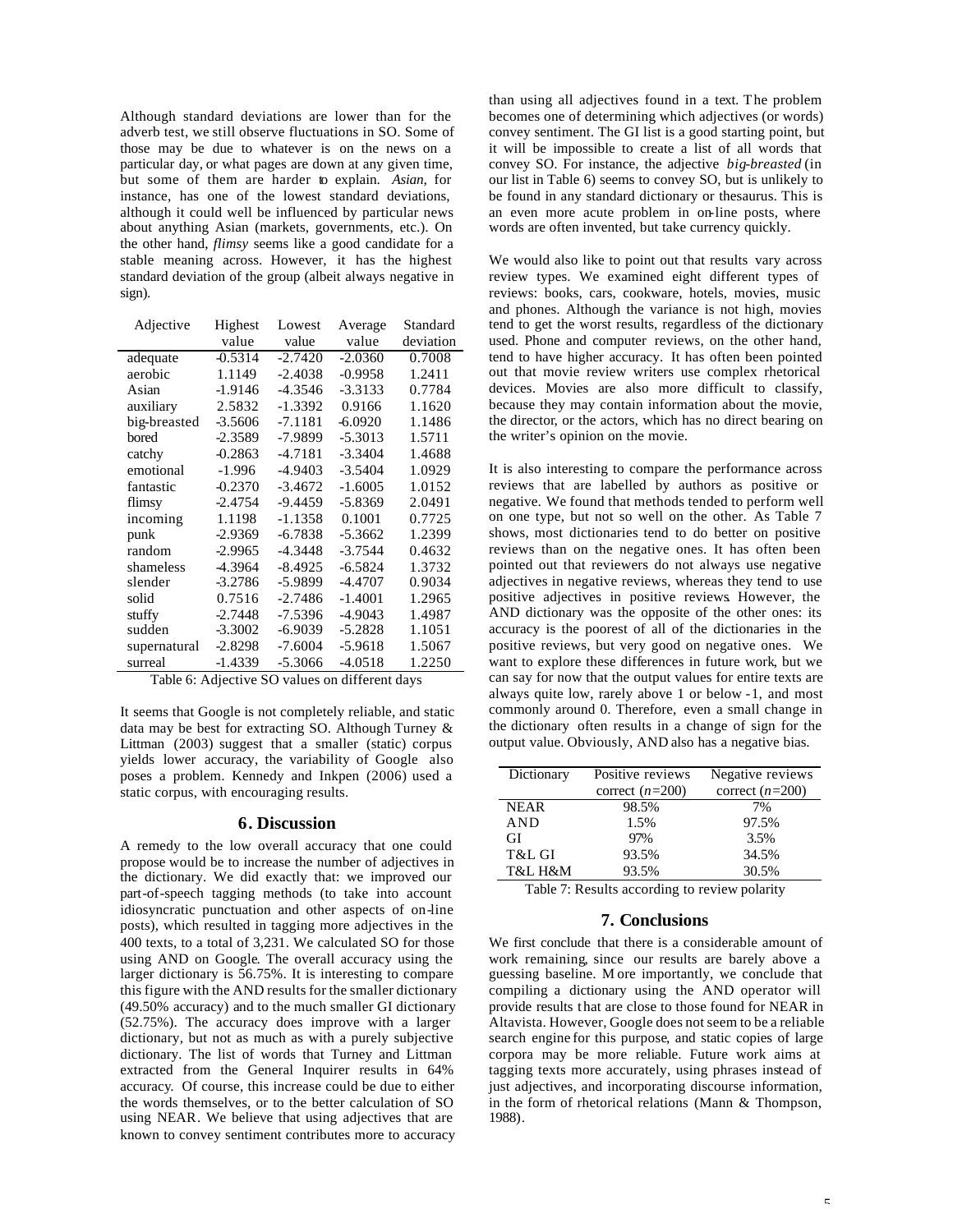Although standard deviations are lower than for the adverb test, we still observe fluctuations in SO. Some of those may be due to whatever is on the news on a particular day, or what pages are down at any given time, but some of them are harder to explain. *Asian*, for instance, has one of the lowest standard deviations, although it could well be influenced by particular news about anything Asian (markets, governments, etc.). On the other hand, *flimsy* seems like a good candidate for a stable meaning across. However, it has the highest standard deviation of the group (albeit always negative in sign).

| Adjective | Highest value | Lowest value | Average value | Standard deviation |
|---|---|---|---|---|
| adequate | -0.5314 | -2.7420 | -2.0360 | 0.7008 |
| aerobic | 1.1149 | -2.4038 | -0.9958 | 1.2411 |
| Asian | -1.9146 | -4.3546 | -3.3133 | 0.7784 |
| auxiliary | 2.5832 | -1.3392 | 0.9166 | 1.1620 |
| big-breasted | -3.5606 | -7.1181 | -6.0920 | 1.1486 |
| bored | -2.3589 | -7.9899 | -5.3013 | 1.5711 |
| catchy | -0.2863 | -4.7181 | -3.3404 | 1.4688 |
| emotional | -1.996 | -4.9403 | -3.5404 | 1.0929 |
| fantastic | -0.2370 | -3.4672 | -1.6005 | 1.0152 |
| flimsy | -2.4754 | -9.4459 | -5.8369 | 2.0491 |
| incoming | 1.1198 | -1.1358 | 0.1001 | 0.7725 |
| punk | -2.9369 | -6.7838 | -5.3662 | 1.2399 |
| random | -2.9965 | -4.3448 | -3.7544 | 0.4632 |
| shameless | -4.3964 | -8.4925 | -6.5824 | 1.3732 |
| slender | -3.2786 | -5.9899 | -4.4707 | 0.9034 |
| solid | 0.7516 | -2.7486 | -1.4001 | 1.2965 |
| stuffy | -2.7448 | -7.5396 | -4.9043 | 1.4987 |
| sudden | -3.3002 | -6.9039 | -5.2828 | 1.1051 |
| supernatural | -2.8298 | -7.6004 | -5.9618 | 1.5067 |
| surreal | -1.4339 | -5.3066 | -4.0518 | 1.2250 |

Table 6: Adjective SO values on different days

It seems that Google is not completely reliable, and static data may be best for extracting SO. Although Turney & Littman (2003) suggest that a smaller (static) corpus yields lower accuracy, the variability of Google also poses a problem. Kennedy and Inkpen (2006) used a static corpus, with encouraging results.

## 6. Discussion

A remedy to the low overall accuracy that one could propose would be to increase the number of adjectives in the dictionary. We did exactly that: we improved our part-of-speech tagging methods (to take into account idiosyncratic punctuation and other aspects of on-line posts), which resulted in tagging more adjectives in the 400 texts, to a total of 3,231. We calculated SO for those using AND on Google. The overall accuracy using the larger dictionary is 56.75%. It is interesting to compare this figure with the AND results for the smaller dictionary (49.50% accuracy) and to the much smaller GI dictionary (52.75%). The accuracy does improve with a larger dictionary, but not as much as with a purely subjective dictionary. The list of words that Turney and Littman extracted from the General Inquirer results in 64% accuracy. Of course, this increase could be due to either the words themselves, or to the better calculation of SO using NEAR. We believe that using adjectives that are known to convey sentiment contributes more to accuracy than using all adjectives found in a text. The problem becomes one of determining which adjectives (or words) convey sentiment. The GI list is a good starting point, but it will be impossible to create a list of all words that convey SO. For instance, the adjective *big-breasted* (in our list in Table 6) seems to convey SO, but is unlikely to be found in any standard dictionary or thesaurus. This is an even more acute problem in on-line posts, where words are often invented, but take currency quickly.

We would also like to point out that results vary across review types. We examined eight different types of reviews: books, cars, cookware, hotels, movies, music and phones. Although the variance is not high, movies tend to get the worst results, regardless of the dictionary used. Phone and computer reviews, on the other hand, tend to have higher accuracy. It has often been pointed out that movie review writers use complex rhetorical devices. Movies are also more difficult to classify, because they may contain information about the movie, the director, or the actors, which has no direct bearing on the writer's opinion on the movie.

It is also interesting to compare the performance across reviews that are labelled by authors as positive or negative. We found that methods tended to perform well on one type, but not so well on the other. As Table 7 shows, most dictionaries tend to do better on positive reviews than on the negative ones. It has often been pointed out that reviewers do not always use negative adjectives in negative reviews, whereas they tend to use positive adjectives in positive reviews. However, the AND dictionary was the opposite of the other ones: its accuracy is the poorest of all of the dictionaries in the positive reviews, but very good on negative ones. We want to explore these differences in future work, but we can say for now that the output values for entire texts are always quite low, rarely above 1 or below -1, and most commonly around 0. Therefore, even a small change in the dictionary often results in a change of sign for the output value. Obviously, AND also has a negative bias.

| Dictionary | Positive reviews correct ($n$=200) | Negative reviews correct ($n$=200) |
|---|---|---|
| NEAR | 98.5% | 7% |
| AND | 1.5% | 97.5% |
| GI | 97% | 3.5% |
| T&L GI | 93.5% | 34.5% |
| T&L H&M | 93.5% | 30.5% |

Table 7: Results according to review polarity

## 7. Conclusions

We first conclude that there is a considerable amount of work remaining, since our results are barely above a guessing baseline. More importantly, we conclude that compiling a dictionary using the AND operator will provide results that are close to those found for NEAR in Altavista. However, Google does not seem to be a reliable search engine for this purpose, and static copies of large corpora may be more reliable. Future work aims at tagging texts more accurately, using phrases instead of just adjectives, and incorporating discourse information, in the form of rhetorical relations (Mann & Thompson, 1988).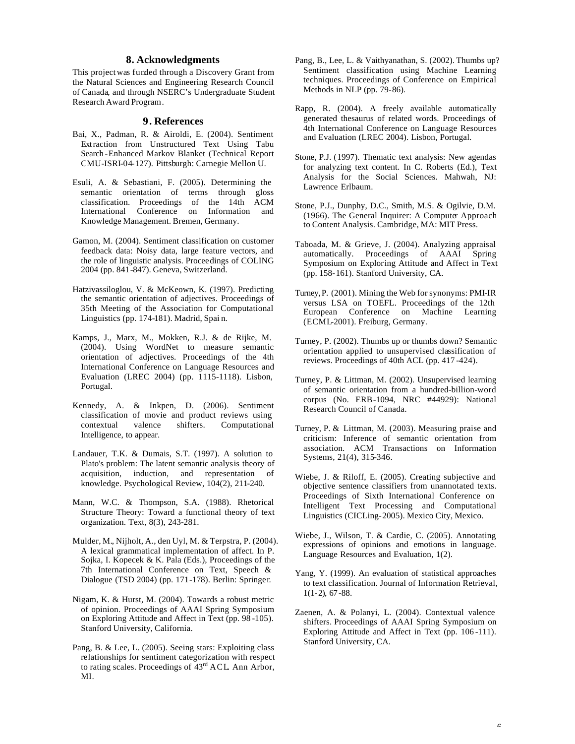## 8. Acknowledgments

This project was funded through a Discovery Grant from the Natural Sciences and Engineering Research Council of Canada, and through NSERC's Undergraduate Student Research Award Program.

## 9. References

Bai, X., Padman, R. & Airoldi, E. (2004). Sentiment Extraction from Unstructured Text Using Tabu Search-Enhanced Markov Blanket (Technical Report CMU-ISRI-04-127). Pittsburgh: Carnegie Mellon U.

Esuli, A. & Sebastiani, F. (2005). Determining the semantic orientation of terms through gloss classification. Proceedings of the 14th ACM International Conference on Information and Knowledge Management. Bremen, Germany.

Gamon, M. (2004). Sentiment classification on customer feedback data: Noisy data, large feature vectors, and the role of linguistic analysis. Proceedings of COLING 2004 (pp. 841-847). Geneva, Switzerland.

Hatzivassiloglou, V. & McKeown, K. (1997). Predicting the semantic orientation of adjectives. Proceedings of 35th Meeting of the Association for Computational Linguistics (pp. 174-181). Madrid, Spain.

Kamps, J., Marx, M., Mokken, R.J. & de Rijke, M. (2004). Using WordNet to measure semantic orientation of adjectives. Proceedings of the 4th International Conference on Language Resources and Evaluation (LREC 2004) (pp. 1115-1118). Lisbon, Portugal.

Kennedy, A. & Inkpen, D. (2006). Sentiment classification of movie and product reviews using contextual valence shifters. Computational Intelligence, to appear.

Landauer, T.K. & Dumais, S.T. (1997). A solution to Plato's problem: The latent semantic analysis theory of acquisition, induction, and representation of knowledge. Psychological Review, 104(2), 211-240.

Mann, W.C. & Thompson, S.A. (1988). Rhetorical Structure Theory: Toward a functional theory of text organization. Text, 8(3), 243-281.

Mulder, M., Nijholt, A., den Uyl, M. & Terpstra, P. (2004). A lexical grammatical implementation of affect. In P. Sojka, I. Kopecek & K. Pala (Eds.), Proceedings of the 7th International Conference on Text, Speech & Dialogue (TSD 2004) (pp. 171-178). Berlin: Springer.

Nigam, K. & Hurst, M. (2004). Towards a robust metric of opinion. Proceedings of AAAI Spring Symposium on Exploring Attitude and Affect in Text (pp. 98-105). Stanford University, California.

Pang, B. & Lee, L. (2005). Seeing stars: Exploiting class relationships for sentiment categorization with respect to rating scales. Proceedings of 43rd ACL. Ann Arbor, MI.

Pang, B., Lee, L. & Vaithyanathan, S. (2002). Thumbs up? Sentiment classification using Machine Learning techniques. Proceedings of Conference on Empirical Methods in NLP (pp. 79-86).

Rapp, R. (2004). A freely available automatically generated thesaurus of related words. Proceedings of 4th International Conference on Language Resources and Evaluation (LREC 2004). Lisbon, Portugal.

Stone, P.J. (1997). Thematic text analysis: New agendas for analyzing text content. In C. Roberts (Ed.), Text Analysis for the Social Sciences. Mahwah, NJ: Lawrence Erlbaum.

Stone, P.J., Dunphy, D.C., Smith, M.S. & Ogilvie, D.M. (1966). The General Inquirer: A Computer Approach to Content Analysis. Cambridge, MA: MIT Press.

Taboada, M. & Grieve, J. (2004). Analyzing appraisal automatically. Proceedings of AAAI Spring Symposium on Exploring Attitude and Affect in Text (pp. 158-161). Stanford University, CA.

Turney, P. (2001). Mining the Web for synonyms: PMI-IR versus LSA on TOEFL. Proceedings of the 12th European Conference on Machine Learning (ECML-2001). Freiburg, Germany.

Turney, P. (2002). Thumbs up or thumbs down? Semantic orientation applied to unsupervised classification of reviews. Proceedings of 40th ACL (pp. 417-424).

Turney, P. & Littman, M. (2002). Unsupervised learning of semantic orientation from a hundred-billion-word corpus (No. ERB-1094, NRC #44929): National Research Council of Canada.

Turney, P. & Littman, M. (2003). Measuring praise and criticism: Inference of semantic orientation from association. ACM Transactions on Information Systems, 21(4), 315-346.

Wiebe, J. & Riloff, E. (2005). Creating subjective and objective sentence classifiers from unannotated texts. Proceedings of Sixth International Conference on Intelligent Text Processing and Computational Linguistics (CICLing-2005). Mexico City, Mexico.

Wiebe, J., Wilson, T. & Cardie, C. (2005). Annotating expressions of opinions and emotions in language. Language Resources and Evaluation, 1(2).

Yang, Y. (1999). An evaluation of statistical approaches to text classification. Journal of Information Retrieval, 1(1-2), 67-88.

Zaenen, A. & Polanyi, L. (2004). Contextual valence shifters. Proceedings of AAAI Spring Symposium on Exploring Attitude and Affect in Text (pp. 106-111). Stanford University, CA.